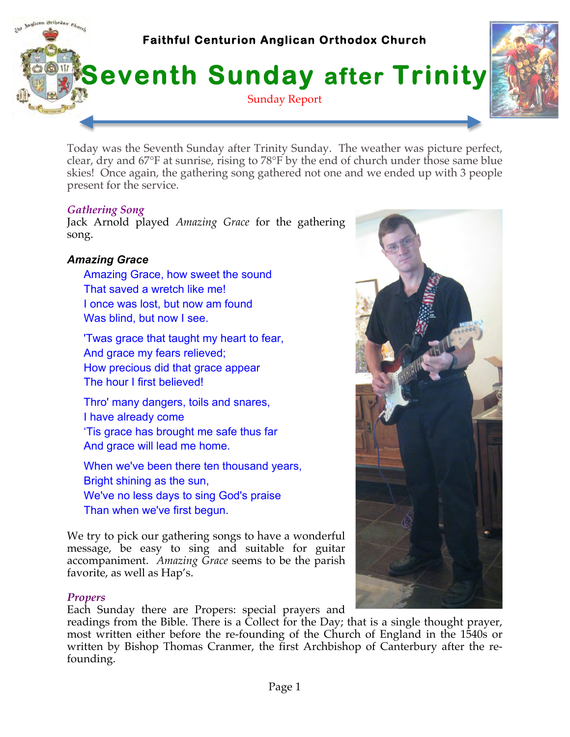**Faithful Centurion Anglican Orthodox Church**

# Seventh Sunday after Trinity

Sunday Report

Today was the Seventh Sunday after Trinity Sunday. The weather was picture perfect, clear, dry and 67°F at sunrise, rising to 78°F by the end of church under those same blue skies! Once again, the gathering song gathered not one and we ended up with 3 people present for the service.

### *Gathering Song*

Jack Arnold played *Amazing Grace* for the gathering song.

#### *Amazing Grace*

Amazing Grace, how sweet the sound  
That saved a wretch like me!  
I once was lost, but now am found  
Was blind, but now I see.

'Twas grace that taught my heart to fear,  
And grace my fears relieved;  
How precious did that grace appear  
The hour I first believed!

Thro' many dangers, toils and snares,  
I have already come  
'Tis grace has brought me safe thus far  
And grace will lead me home.

When we've been there ten thousand years,  
Bright shining as the sun,  
We've no less days to sing God's praise  
Than when we've first begun.

We try to pick our gathering songs to have a wonderful message, be easy to sing and suitable for guitar accompaniment. *Amazing Grace* seems to be the parish favorite, as well as Hap's.

### *Propers*

Each Sunday there are Propers: special prayers and readings from the Bible. There is a Collect for the Day; that is a single thought prayer, most written either before the re-founding of the Church of England in the 1540s or written by Bishop Thomas Cranmer, the first Archbishop of Canterbury after the re-founding.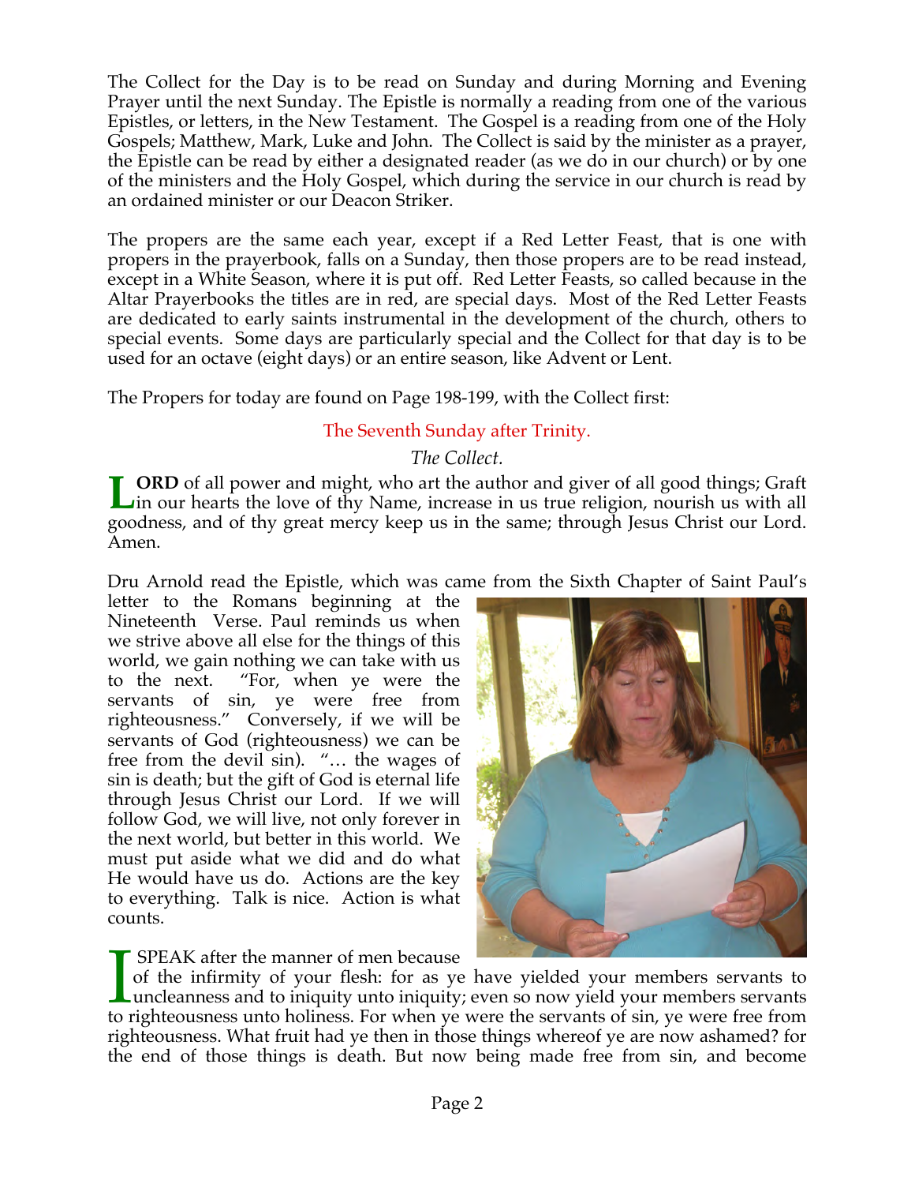The Collect for the Day is to be read on Sunday and during Morning and Evening Prayer until the next Sunday. The Epistle is normally a reading from one of the various Epistles, or letters, in the New Testament. The Gospel is a reading from one of the Holy Gospels; Matthew, Mark, Luke and John. The Collect is said by the minister as a prayer, the Epistle can be read by either a designated reader (as we do in our church) or by one of the ministers and the Holy Gospel, which during the service in our church is read by an ordained minister or our Deacon Striker.

The propers are the same each year, except if a Red Letter Feast, that is one with propers in the prayerbook, falls on a Sunday, then those propers are to be read instead, except in a White Season, where it is put off. Red Letter Feasts, so called because in the Altar Prayerbooks the titles are in red, are special days. Most of the Red Letter Feasts are dedicated to early saints instrumental in the development of the church, others to special events. Some days are particularly special and the Collect for that day is to be used for an octave (eight days) or an entire season, like Advent or Lent.

The Propers for today are found on Page 198-199, with the Collect first:

### The Seventh Sunday after Trinity.

*The Collect.*

**LORD** of all power and might, who art the author and giver of all good things; Graft in our hearts the love of thy Name, increase in us true religion, nourish us with all goodness, and of thy great mercy keep us in the same; through Jesus Christ our Lord. Amen.

Dru Arnold read the Epistle, which was came from the Sixth Chapter of Saint Paul's letter to the Romans beginning at the Nineteenth Verse. Paul reminds us when we strive above all else for the things of this world, we gain nothing we can take with us to the next. "For, when ye were the servants of sin, ye were free from righteousness." Conversely, if we will be servants of God (righteousness) we can be free from the devil sin). "… the wages of sin is death; but the gift of God is eternal life through Jesus Christ our Lord. If we will follow God, we will live, not only forever in the next world, but better in this world. We must put aside what we did and do what He would have us do. Actions are the key to everything. Talk is nice. Action is what counts.

I SPEAK after the manner of men because of the infirmity of your flesh: for as ye have yielded your members servants to uncleanness and to iniquity unto iniquity; even so now yield your members servants to righteousness unto holiness. For when ye were the servants of sin, ye were free from righteousness. What fruit had ye then in those things whereof ye are now ashamed? for the end of those things is death. But now being made free from sin, and become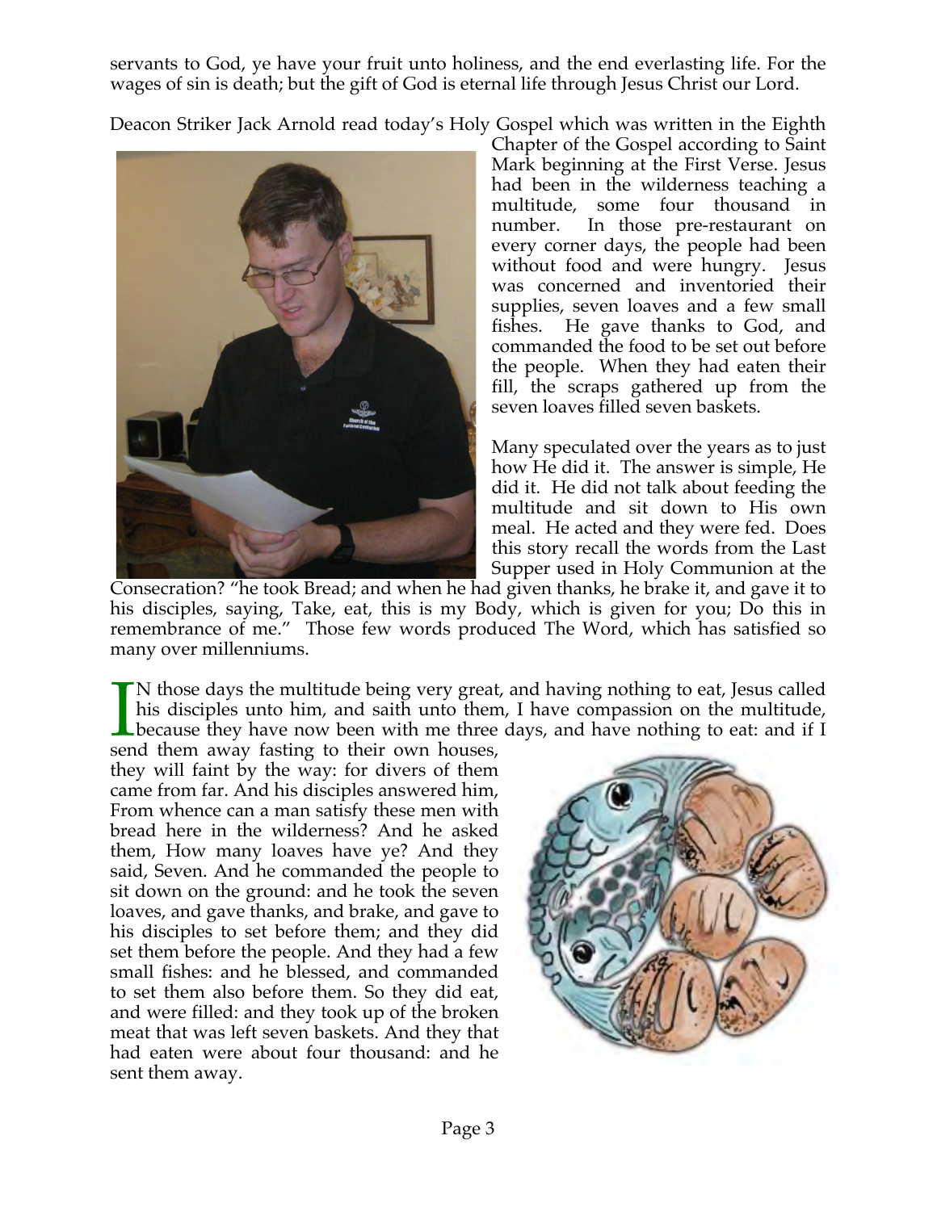servants to God, ye have your fruit unto holiness, and the end everlasting life. For the wages of sin is death; but the gift of God is eternal life through Jesus Christ our Lord.

Deacon Striker Jack Arnold read today's Holy Gospel which was written in the Eighth Chapter of the Gospel according to Saint Mark beginning at the First Verse. Jesus had been in the wilderness teaching a multitude, some four thousand in number. In those pre-restaurant on every corner days, the people had been without food and were hungry. Jesus was concerned and inventoried their supplies, seven loaves and a few small fishes. He gave thanks to God, and commanded the food to be set out before the people. When they had eaten their fill, the scraps gathered up from the seven loaves filled seven baskets.

Many speculated over the years as to just how He did it. The answer is simple, He did it. He did not talk about feeding the multitude and sit down to His own meal. He acted and they were fed. Does this story recall the words from the Last Supper used in Holy Communion at the Consecration? "he took Bread; and when he had given thanks, he brake it, and gave it to his disciples, saying, Take, eat, this is my Body, which is given for you; Do this in remembrance of me." Those few words produced The Word, which has satisfied so many over millenniums.

IN those days the multitude being very great, and having nothing to eat, Jesus called his disciples unto him, and saith unto them, I have compassion on the multitude, because they have now been with me three days, and have nothing to eat: and if I send them away fasting to their own houses, they will faint by the way: for divers of them came from far. And his disciples answered him, From whence can a man satisfy these men with bread here in the wilderness? And he asked them, How many loaves have ye? And they said, Seven. And he commanded the people to sit down on the ground: and he took the seven loaves, and gave thanks, and brake, and gave to his disciples to set before them; and they did set them before the people. And they had a few small fishes: and he blessed, and commanded to set them also before them. So they did eat, and were filled: and they took up of the broken meat that was left seven baskets. And they that had eaten were about four thousand: and he sent them away.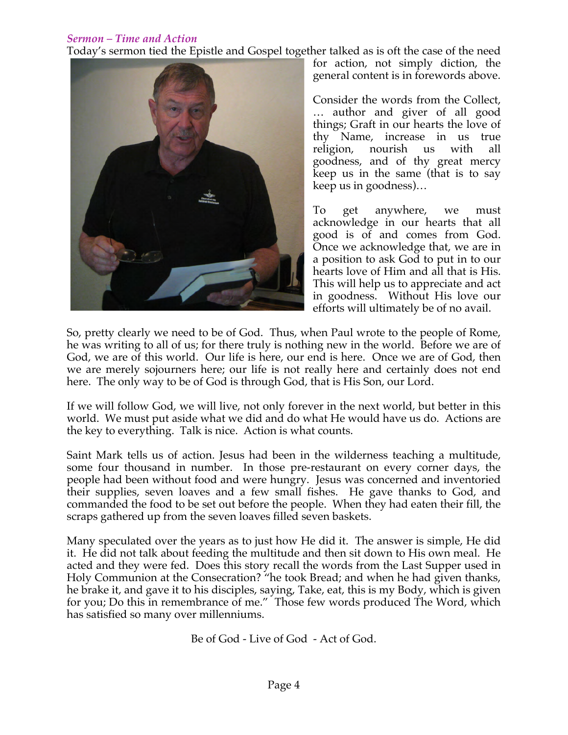### *Sermon – Time and Action*

Today's sermon tied the Epistle and Gospel together talked as is oft the case of the need for action, not simply diction, the general content is in forewords above.

Consider the words from the Collect, … author and giver of all good things; Graft in our hearts the love of thy Name, increase in us true religion, nourish us with all goodness, and of thy great mercy keep us in the same (that is to say keep us in goodness)…

To get anywhere, we must acknowledge in our hearts that all good is of and comes from God. Once we acknowledge that, we are in a position to ask God to put in to our hearts love of Him and all that is His. This will help us to appreciate and act in goodness. Without His love our efforts will ultimately be of no avail.

So, pretty clearly we need to be of God. Thus, when Paul wrote to the people of Rome, he was writing to all of us; for there truly is nothing new in the world. Before we are of God, we are of this world. Our life is here, our end is here. Once we are of God, then we are merely sojourners here; our life is not really here and certainly does not end here. The only way to be of God is through God, that is His Son, our Lord.

If we will follow God, we will live, not only forever in the next world, but better in this world. We must put aside what we did and do what He would have us do. Actions are the key to everything. Talk is nice. Action is what counts.

Saint Mark tells us of action. Jesus had been in the wilderness teaching a multitude, some four thousand in number. In those pre-restaurant on every corner days, the people had been without food and were hungry. Jesus was concerned and inventoried their supplies, seven loaves and a few small fishes. He gave thanks to God, and commanded the food to be set out before the people. When they had eaten their fill, the scraps gathered up from the seven loaves filled seven baskets.

Many speculated over the years as to just how He did it. The answer is simple, He did it. He did not talk about feeding the multitude and then sit down to His own meal. He acted and they were fed. Does this story recall the words from the Last Supper used in Holy Communion at the Consecration? "he took Bread; and when he had given thanks, he brake it, and gave it to his disciples, saying, Take, eat, this is my Body, which is given for you; Do this in remembrance of me." Those few words produced The Word, which has satisfied so many over millenniums.

Be of God - Live of God - Act of God.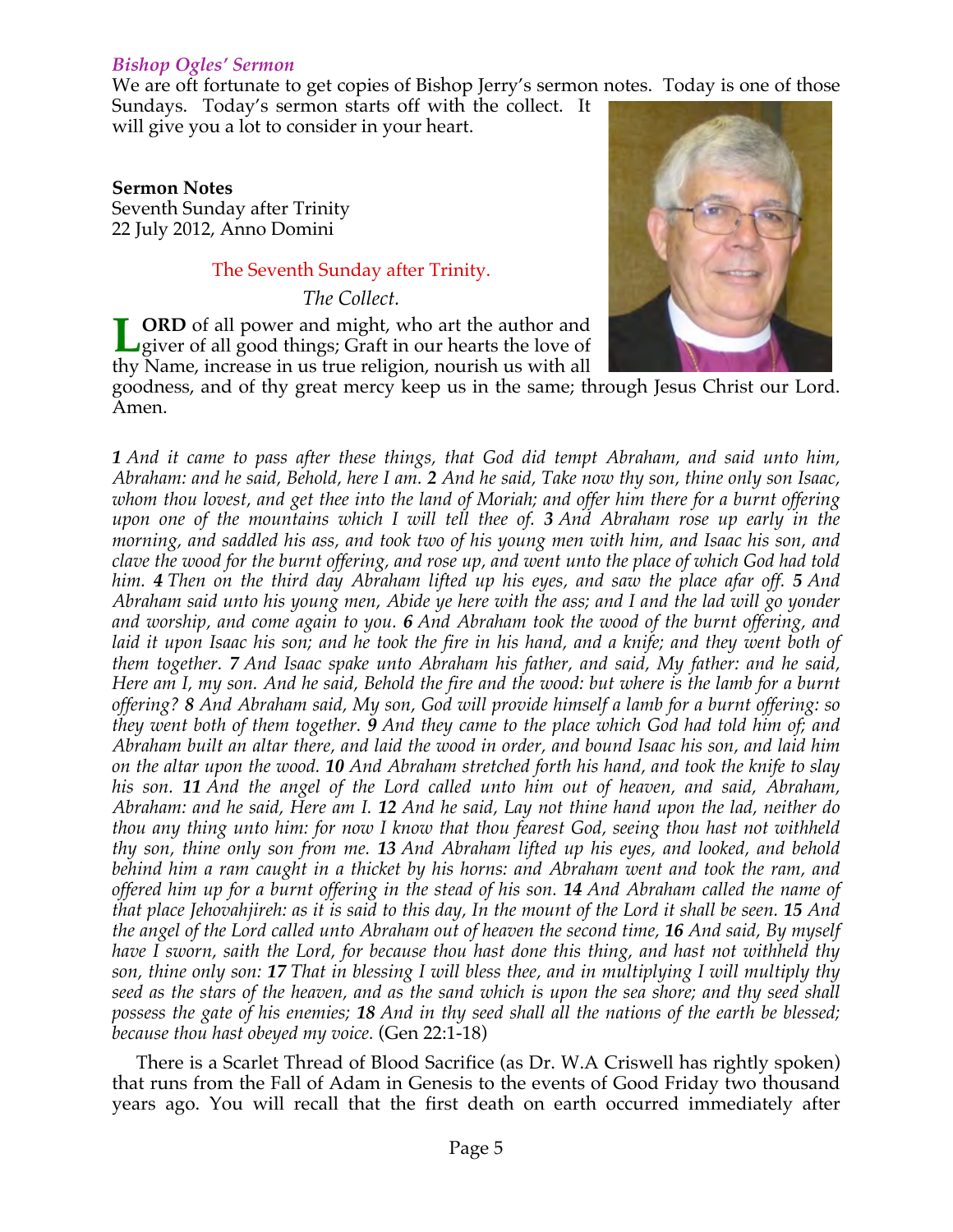*Bishop Ogles' Sermon*

We are oft fortunate to get copies of Bishop Jerry's sermon notes. Today is one of those Sundays. Today's sermon starts off with the collect. It will give you a lot to consider in your heart.

**Sermon Notes**
Seventh Sunday after Trinity
22 July 2012, Anno Domini

The Seventh Sunday after Trinity.

*The Collect.*

**LORD** of all power and might, who art the author and giver of all good things; Graft in our hearts the love of thy Name, increase in us true religion, nourish us with all goodness, and of thy great mercy keep us in the same; through Jesus Christ our Lord. Amen.

***1*** *And it came to pass after these things, that God did tempt Abraham, and said unto him, Abraham: and he said, Behold, here I am.* ***2*** *And he said, Take now thy son, thine only son Isaac, whom thou lovest, and get thee into the land of Moriah; and offer him there for a burnt offering upon one of the mountains which I will tell thee of.* ***3*** *And Abraham rose up early in the morning, and saddled his ass, and took two of his young men with him, and Isaac his son, and clave the wood for the burnt offering, and rose up, and went unto the place of which God had told him.* ***4*** *Then on the third day Abraham lifted up his eyes, and saw the place afar off.* ***5*** *And Abraham said unto his young men, Abide ye here with the ass; and I and the lad will go yonder and worship, and come again to you.* ***6*** *And Abraham took the wood of the burnt offering, and laid it upon Isaac his son; and he took the fire in his hand, and a knife; and they went both of them together.* ***7*** *And Isaac spake unto Abraham his father, and said, My father: and he said, Here am I, my son. And he said, Behold the fire and the wood: but where is the lamb for a burnt offering?* ***8*** *And Abraham said, My son, God will provide himself a lamb for a burnt offering: so they went both of them together.* ***9*** *And they came to the place which God had told him of; and Abraham built an altar there, and laid the wood in order, and bound Isaac his son, and laid him on the altar upon the wood.* ***10*** *And Abraham stretched forth his hand, and took the knife to slay his son.* ***11*** *And the angel of the Lord called unto him out of heaven, and said, Abraham, Abraham: and he said, Here am I.* ***12*** *And he said, Lay not thine hand upon the lad, neither do thou any thing unto him: for now I know that thou fearest God, seeing thou hast not withheld thy son, thine only son from me.* ***13*** *And Abraham lifted up his eyes, and looked, and behold behind him a ram caught in a thicket by his horns: and Abraham went and took the ram, and offered him up for a burnt offering in the stead of his son.* ***14*** *And Abraham called the name of that place Jehovahjireh: as it is said to this day, In the mount of the Lord it shall be seen.* ***15*** *And the angel of the Lord called unto Abraham out of heaven the second time,* ***16*** *And said, By myself have I sworn, saith the Lord, for because thou hast done this thing, and hast not withheld thy son, thine only son:* ***17*** *That in blessing I will bless thee, and in multiplying I will multiply thy seed as the stars of the heaven, and as the sand which is upon the sea shore; and thy seed shall possess the gate of his enemies;* ***18*** *And in thy seed shall all the nations of the earth be blessed; because thou hast obeyed my voice.* (Gen 22:1-18)

There is a Scarlet Thread of Blood Sacrifice (as Dr. W.A Criswell has rightly spoken) that runs from the Fall of Adam in Genesis to the events of Good Friday two thousand years ago. You will recall that the first death on earth occurred immediately after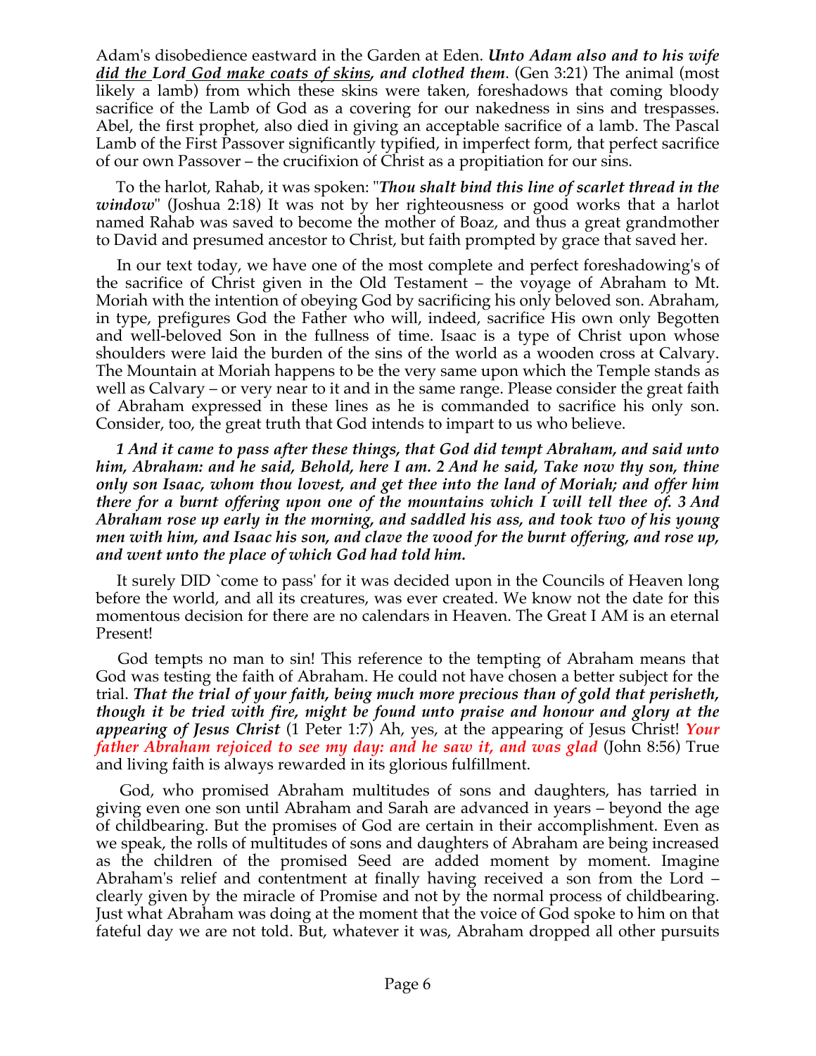Adam's disobedience eastward in the Garden at Eden. ***Unto Adam also and to his wife <u>did the</u> Lord <u>God make coats of skins</u>, and clothed them***. (Gen 3:21) The animal (most likely a lamb) from which these skins were taken, foreshadows that coming bloody sacrifice of the Lamb of God as a covering for our nakedness in sins and trespasses. Abel, the first prophet, also died in giving an acceptable sacrifice of a lamb. The Pascal Lamb of the First Passover significantly typified, in imperfect form, that perfect sacrifice of our own Passover – the crucifixion of Christ as a propitiation for our sins.

To the harlot, Rahab, it was spoken: "***Thou shalt bind this line of scarlet thread in the window***" (Joshua 2:18) It was not by her righteousness or good works that a harlot named Rahab was saved to become the mother of Boaz, and thus a great grandmother to David and presumed ancestor to Christ, but faith prompted by grace that saved her.

In our text today, we have one of the most complete and perfect foreshadowing's of the sacrifice of Christ given in the Old Testament – the voyage of Abraham to Mt. Moriah with the intention of obeying God by sacrificing his only beloved son. Abraham, in type, prefigures God the Father who will, indeed, sacrifice His own only Begotten and well-beloved Son in the fullness of time. Isaac is a type of Christ upon whose shoulders were laid the burden of the sins of the world as a wooden cross at Calvary. The Mountain at Moriah happens to be the very same upon which the Temple stands as well as Calvary – or very near to it and in the same range. Please consider the great faith of Abraham expressed in these lines as he is commanded to sacrifice his only son. Consider, too, the great truth that God intends to impart to us who believe.

***1 And it came to pass after these things, that God did tempt Abraham, and said unto him, Abraham: and he said, Behold, here I am. 2 And he said, Take now thy son, thine only son Isaac, whom thou lovest, and get thee into the land of Moriah; and offer him there for a burnt offering upon one of the mountains which I will tell thee of. 3 And Abraham rose up early in the morning, and saddled his ass, and took two of his young men with him, and Isaac his son, and clave the wood for the burnt offering, and rose up, and went unto the place of which God had told him.***

It surely DID `come to pass' for it was decided upon in the Councils of Heaven long before the world, and all its creatures, was ever created. We know not the date for this momentous decision for there are no calendars in Heaven. The Great I AM is an eternal Present!

God tempts no man to sin! This reference to the tempting of Abraham means that God was testing the faith of Abraham. He could not have chosen a better subject for the trial. ***That the trial of your faith, being much more precious than of gold that perisheth, though it be tried with fire, might be found unto praise and honour and glory at the appearing of Jesus Christ*** (1 Peter 1:7) Ah, yes, at the appearing of Jesus Christ! ***Your father Abraham rejoiced to see my day: and he saw it, and was glad*** (John 8:56) True and living faith is always rewarded in its glorious fulfillment.

God, who promised Abraham multitudes of sons and daughters, has tarried in giving even one son until Abraham and Sarah are advanced in years – beyond the age of childbearing. But the promises of God are certain in their accomplishment. Even as we speak, the rolls of multitudes of sons and daughters of Abraham are being increased as the children of the promised Seed are added moment by moment. Imagine Abraham's relief and contentment at finally having received a son from the Lord – clearly given by the miracle of Promise and not by the normal process of childbearing. Just what Abraham was doing at the moment that the voice of God spoke to him on that fateful day we are not told. But, whatever it was, Abraham dropped all other pursuits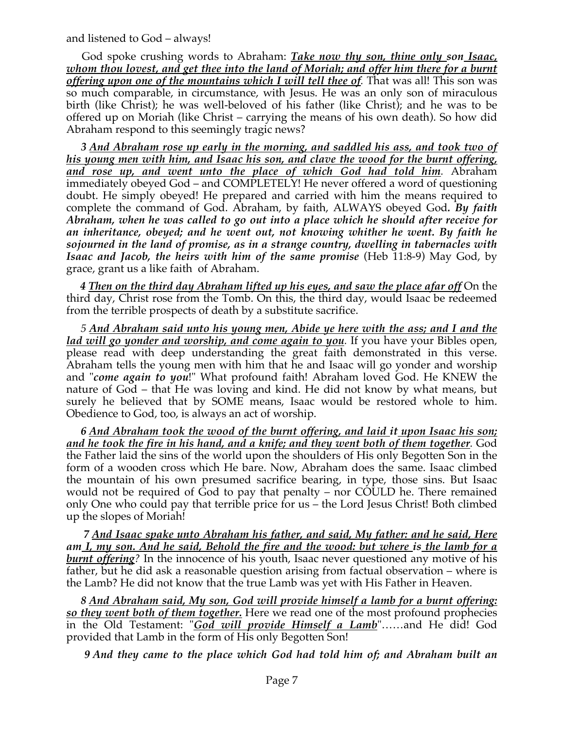and listened to God – always!

God spoke crushing words to Abraham: ***Take now thy son, thine only son Isaac, whom thou lovest, and get thee into the land of Moriah; and offer him there for a burnt offering upon one of the mountains which I will tell thee of***. That was all! This son was so much comparable, in circumstance, with Jesus. He was an only son of miraculous birth (like Christ); he was well-beloved of his father (like Christ); and he was to be offered up on Moriah (like Christ – carrying the means of his own death). So how did Abraham respond to this seemingly tragic news?

***3** **And Abraham rose up early in the morning, and saddled his ass, and took two of his young men with him, and Isaac his son, and clave the wood for the burnt offering, and rose up, and went unto the place of which God had told him***. Abraham immediately obeyed God – and COMPLETELY! He never offered a word of questioning doubt. He simply obeyed! He prepared and carried with him the means required to complete the command of God. Abraham, by faith, ALWAYS obeyed God. ***By faith Abraham, when he was called to go out into a place which he should after receive for an inheritance, obeyed; and he went out, not knowing whither he went. By faith he sojourned in the land of promise, as in a strange country, dwelling in tabernacles with Isaac and Jacob, the heirs with him of the same promise*** (Heb 11:8-9) May God, by grace, grant us a like faith of Abraham.

***4 Then on the third day Abraham lifted up his eyes, and saw the place afar off*** On the third day, Christ rose from the Tomb. On this, the third day, would Isaac be redeemed from the terrible prospects of death by a substitute sacrifice.

*5* ***And Abraham said unto his young men, Abide ye here with the ass; and I and the lad will go yonder and worship, and come again to you***. If you have your Bibles open, please read with deep understanding the great faith demonstrated in this verse. Abraham tells the young men with him that he and Isaac will go yonder and worship and "***come again to you***!" What profound faith! Abraham loved God. He KNEW the nature of God – that He was loving and kind. He did not know by what means, but surely he believed that by SOME means, Isaac would be restored whole to him. Obedience to God, too, is always an act of worship.

***6 And Abraham took the wood of the burnt offering, and laid it upon Isaac his son; and he took the fire in his hand, and a knife; and they went both of them together***. God the Father laid the sins of the world upon the shoulders of His only Begotten Son in the form of a wooden cross which He bare. Now, Abraham does the same. Isaac climbed the mountain of his own presumed sacrifice bearing, in type, those sins. But Isaac would not be required of God to pay that penalty – nor COULD he. There remained only One who could pay that terrible price for us – the Lord Jesus Christ! Both climbed up the slopes of Moriah!

***7 And Isaac spake unto Abraham his father, and said, My father: and he said, Here am I, my son. And he said, Behold the fire and the wood: but where is the lamb for a burnt offering***? In the innocence of his youth, Isaac never questioned any motive of his father, but he did ask a reasonable question arising from factual observation – where is the Lamb? He did not know that the true Lamb was yet with His Father in Heaven.

***8 And Abraham said, My son, God will provide himself a lamb for a burnt offering: so they went both of them together.*** Here we read one of the most profound prophecies in the Old Testament: "***God will provide Himself a Lamb***"……and He did! God provided that Lamb in the form of His only Begotten Son!

***9 And they came to the place which God had told him of; and Abraham built an***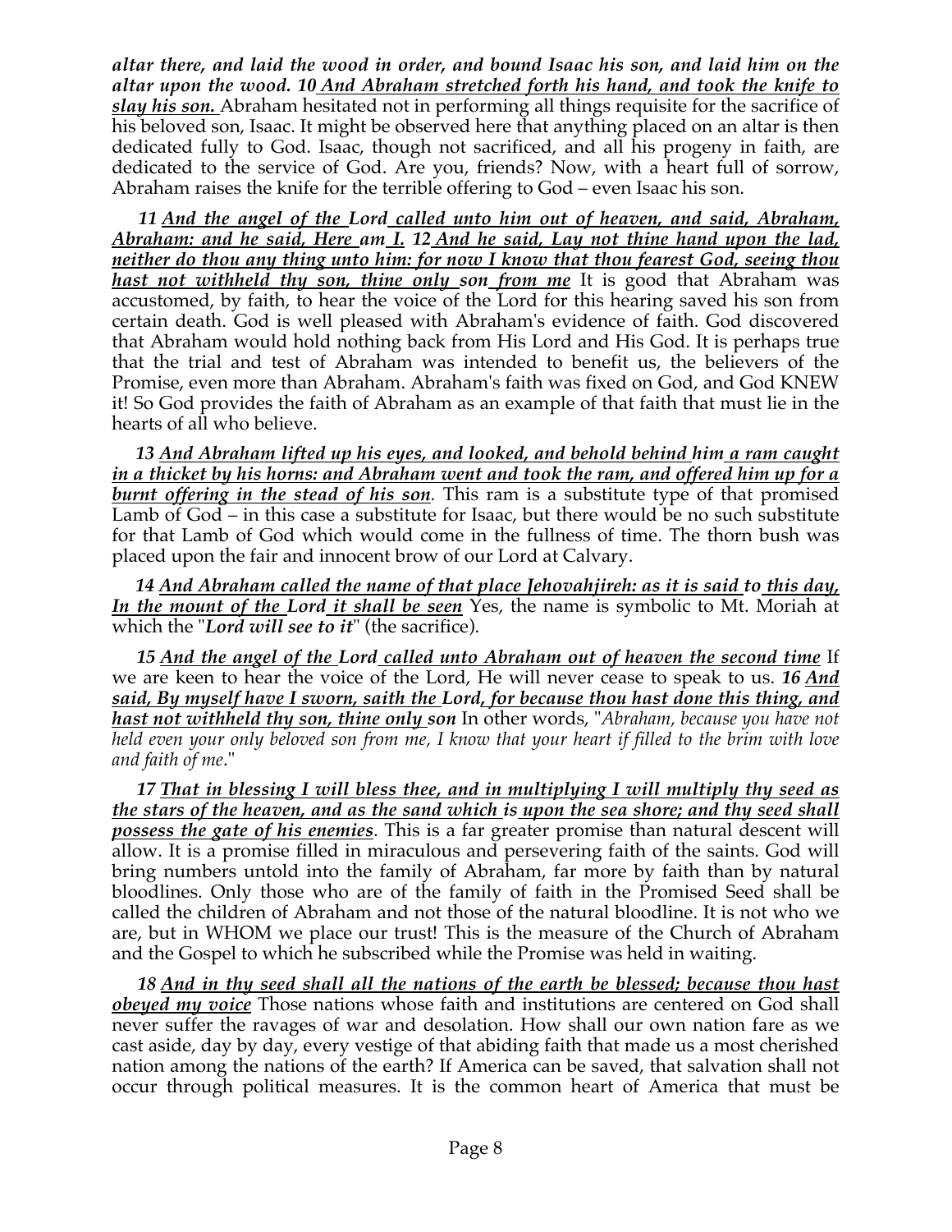***altar there, and laid the wood in order, and bound Isaac his son, and laid him on the altar upon the wood. 10 <u>And Abraham stretched forth his hand, and took the knife to slay his son.</u>*** Abraham hesitated not in performing all things requisite for the sacrifice of his beloved son, Isaac. It might be observed here that anything placed on an altar is then dedicated fully to God. Isaac, though not sacrificed, and all his progeny in faith, are dedicated to the service of God. Are you, friends? Now, with a heart full of sorrow, Abraham raises the knife for the terrible offering to God – even Isaac his son.

***11 <u>And the angel of the Lord called unto him out of heaven, and said, Abraham, Abraham: and he said, Here am I.</u> 12 <u>And he said, Lay not thine hand upon the lad, neither do thou any thing unto him: for now I know that thou fearest God, seeing thou hast not withheld thy son, thine only son from me</u>*** It is good that Abraham was accustomed, by faith, to hear the voice of the Lord for this hearing saved his son from certain death. God is well pleased with Abraham's evidence of faith. God discovered that Abraham would hold nothing back from His Lord and His God. It is perhaps true that the trial and test of Abraham was intended to benefit us, the believers of the Promise, even more than Abraham. Abraham's faith was fixed on God, and God KNEW it! So God provides the faith of Abraham as an example of that faith that must lie in the hearts of all who believe.

***13 <u>And Abraham lifted up his eyes, and looked, and behold behind him a ram caught in a thicket by his horns: and Abraham went and took the ram, and offered him up for a burnt offering in the stead of his son</u>.*** This ram is a substitute type of that promised Lamb of God – in this case a substitute for Isaac, but there would be no such substitute for that Lamb of God which would come in the fullness of time. The thorn bush was placed upon the fair and innocent brow of our Lord at Calvary.

***14 <u>And Abraham called the name of that place Jehovahjireh: as it is said to this day, In the mount of the Lord it shall be seen</u>*** Yes, the name is symbolic to Mt. Moriah at which the "***Lord will see to it***" (the sacrifice).

***15 <u>And the angel of the Lord called unto Abraham out of heaven the second time</u>*** If we are keen to hear the voice of the Lord, He will never cease to speak to us. ***16 <u>And said, By myself have I sworn, saith the Lord, for because thou hast done this thing, and hast not withheld thy son, thine only son</u>*** In other words, "*Abraham, because you have not held even your only beloved son from me, I know that your heart if filled to the brim with love and faith of me*."

***17 <u>That in blessing I will bless thee, and in multiplying I will multiply thy seed as the stars of the heaven, and as the sand which is upon the sea shore; and thy seed shall possess the gate of his enemies</u>***. This is a far greater promise than natural descent will allow. It is a promise filled in miraculous and persevering faith of the saints. God will bring numbers untold into the family of Abraham, far more by faith than by natural bloodlines. Only those who are of the family of faith in the Promised Seed shall be called the children of Abraham and not those of the natural bloodline. It is not who we are, but in WHOM we place our trust! This is the measure of the Church of Abraham and the Gospel to which he subscribed while the Promise was held in waiting.

***18 <u>And in thy seed shall all the nations of the earth be blessed; because thou hast obeyed my voice</u>*** Those nations whose faith and institutions are centered on God shall never suffer the ravages of war and desolation. How shall our own nation fare as we cast aside, day by day, every vestige of that abiding faith that made us a most cherished nation among the nations of the earth? If America can be saved, that salvation shall not occur through political measures. It is the common heart of America that must be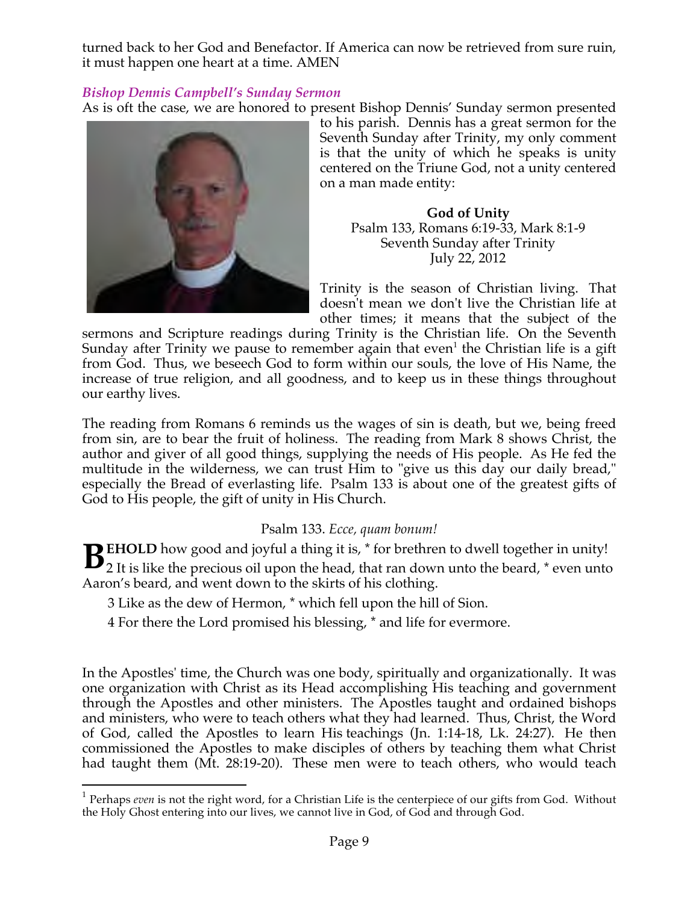turned back to her God and Benefactor. If America can now be retrieved from sure ruin, it must happen one heart at a time. AMEN

### *Bishop Dennis Campbell's Sunday Sermon*

As is oft the case, we are honored to present Bishop Dennis' Sunday sermon presented to his parish. Dennis has a great sermon for the Seventh Sunday after Trinity, my only comment is that the unity of which he speaks is unity centered on the Triune God, not a unity centered on a man made entity:

**God of Unity**
Psalm 133, Romans 6:19-33, Mark 8:1-9
Seventh Sunday after Trinity
July 22, 2012

Trinity is the season of Christian living. That doesn't mean we don't live the Christian life at other times; it means that the subject of the sermons and Scripture readings during Trinity is the Christian life. On the Seventh Sunday after Trinity we pause to remember again that even[1] the Christian life is a gift from God. Thus, we beseech God to form within our souls, the love of His Name, the increase of true religion, and all goodness, and to keep us in these things throughout our earthy lives.

The reading from Romans 6 reminds us the wages of sin is death, but we, being freed from sin, are to bear the fruit of holiness. The reading from Mark 8 shows Christ, the author and giver of all good things, supplying the needs of His people. As He fed the multitude in the wilderness, we can trust Him to "give us this day our daily bread," especially the Bread of everlasting life. Psalm 133 is about one of the greatest gifts of God to His people, the gift of unity in His Church.

Psalm 133. *Ecce, quam bonum!*

**BEHOLD** how good and joyful a thing it is, * for brethren to dwell together in unity!
2 It is like the precious oil upon the head, that ran down unto the beard, * even unto Aaron's beard, and went down to the skirts of his clothing.

3 Like as the dew of Hermon, * which fell upon the hill of Sion.

4 For there the Lord promised his blessing, * and life for evermore.

In the Apostles' time, the Church was one body, spiritually and organizationally. It was one organization with Christ as its Head accomplishing His teaching and government through the Apostles and other ministers. The Apostles taught and ordained bishops and ministers, who were to teach others what they had learned. Thus, Christ, the Word of God, called the Apostles to learn His teachings (Jn. 1:14-18, Lk. 24:27). He then commissioned the Apostles to make disciples of others by teaching them what Christ had taught them (Mt. 28:19-20). These men were to teach others, who would teach

---

[1] Perhaps *even* is not the right word, for a Christian Life is the centerpiece of our gifts from God. Without the Holy Ghost entering into our lives, we cannot live in God, of God and through God.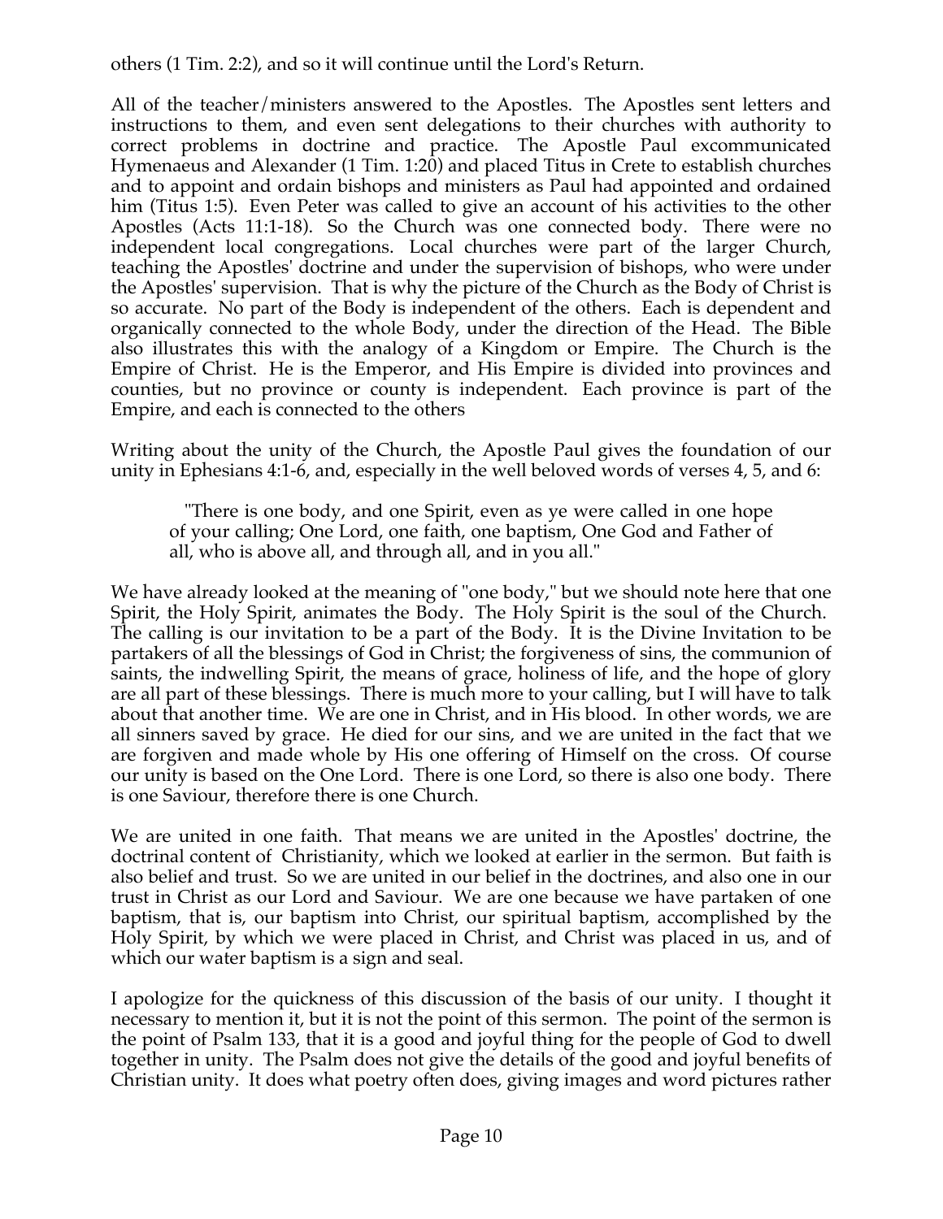others (1 Tim. 2:2), and so it will continue until the Lord's Return.

All of the teacher/ministers answered to the Apostles. The Apostles sent letters and instructions to them, and even sent delegations to their churches with authority to correct problems in doctrine and practice. The Apostle Paul excommunicated Hymenaeus and Alexander (1 Tim. 1:20) and placed Titus in Crete to establish churches and to appoint and ordain bishops and ministers as Paul had appointed and ordained him (Titus 1:5). Even Peter was called to give an account of his activities to the other Apostles (Acts 11:1-18). So the Church was one connected body. There were no independent local congregations. Local churches were part of the larger Church, teaching the Apostles' doctrine and under the supervision of bishops, who were under the Apostles' supervision. That is why the picture of the Church as the Body of Christ is so accurate. No part of the Body is independent of the others. Each is dependent and organically connected to the whole Body, under the direction of the Head. The Bible also illustrates this with the analogy of a Kingdom or Empire. The Church is the Empire of Christ. He is the Emperor, and His Empire is divided into provinces and counties, but no province or county is independent. Each province is part of the Empire, and each is connected to the others

Writing about the unity of the Church, the Apostle Paul gives the foundation of our unity in Ephesians 4:1-6, and, especially in the well beloved words of verses 4, 5, and 6:

> "There is one body, and one Spirit, even as ye were called in one hope of your calling; One Lord, one faith, one baptism, One God and Father of all, who is above all, and through all, and in you all."

We have already looked at the meaning of "one body," but we should note here that one Spirit, the Holy Spirit, animates the Body. The Holy Spirit is the soul of the Church. The calling is our invitation to be a part of the Body. It is the Divine Invitation to be partakers of all the blessings of God in Christ; the forgiveness of sins, the communion of saints, the indwelling Spirit, the means of grace, holiness of life, and the hope of glory are all part of these blessings. There is much more to your calling, but I will have to talk about that another time. We are one in Christ, and in His blood. In other words, we are all sinners saved by grace. He died for our sins, and we are united in the fact that we are forgiven and made whole by His one offering of Himself on the cross. Of course our unity is based on the One Lord. There is one Lord, so there is also one body. There is one Saviour, therefore there is one Church.

We are united in one faith. That means we are united in the Apostles' doctrine, the doctrinal content of Christianity, which we looked at earlier in the sermon. But faith is also belief and trust. So we are united in our belief in the doctrines, and also one in our trust in Christ as our Lord and Saviour. We are one because we have partaken of one baptism, that is, our baptism into Christ, our spiritual baptism, accomplished by the Holy Spirit, by which we were placed in Christ, and Christ was placed in us, and of which our water baptism is a sign and seal.

I apologize for the quickness of this discussion of the basis of our unity. I thought it necessary to mention it, but it is not the point of this sermon. The point of the sermon is the point of Psalm 133, that it is a good and joyful thing for the people of God to dwell together in unity. The Psalm does not give the details of the good and joyful benefits of Christian unity. It does what poetry often does, giving images and word pictures rather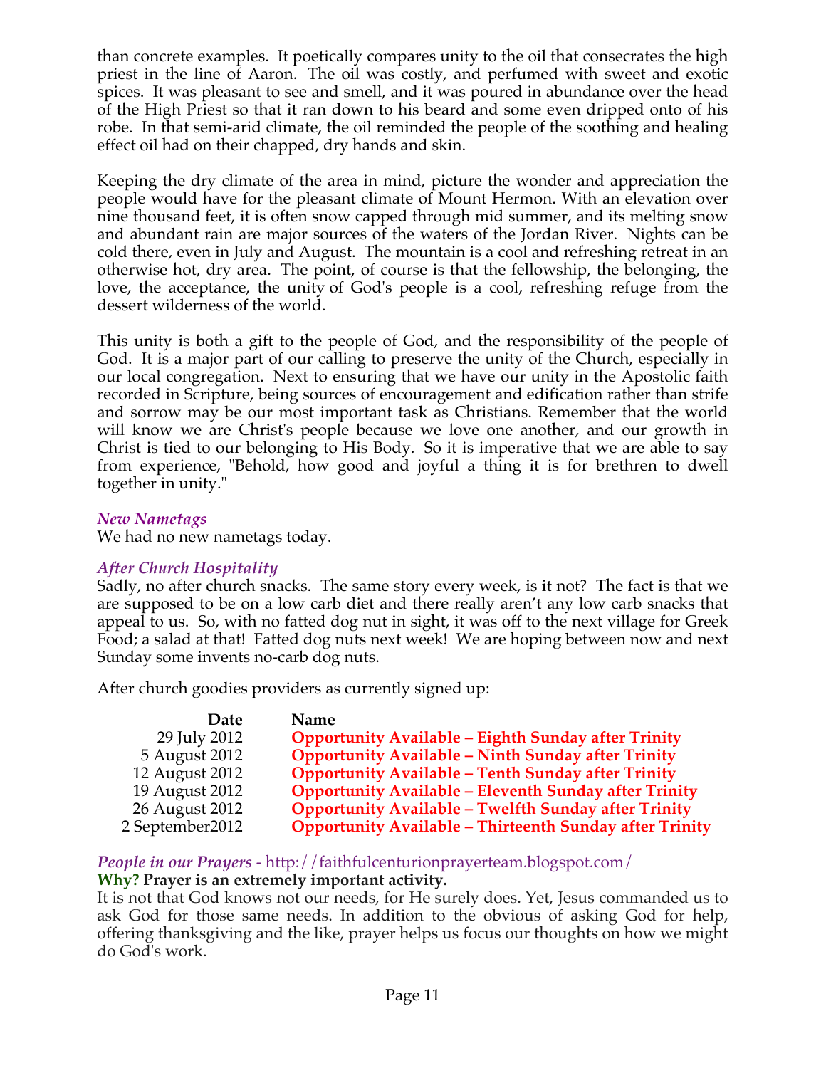than concrete examples. It poetically compares unity to the oil that consecrates the high priest in the line of Aaron. The oil was costly, and perfumed with sweet and exotic spices. It was pleasant to see and smell, and it was poured in abundance over the head of the High Priest so that it ran down to his beard and some even dripped onto of his robe. In that semi-arid climate, the oil reminded the people of the soothing and healing effect oil had on their chapped, dry hands and skin.

Keeping the dry climate of the area in mind, picture the wonder and appreciation the people would have for the pleasant climate of Mount Hermon. With an elevation over nine thousand feet, it is often snow capped through mid summer, and its melting snow and abundant rain are major sources of the waters of the Jordan River. Nights can be cold there, even in July and August. The mountain is a cool and refreshing retreat in an otherwise hot, dry area. The point, of course is that the fellowship, the belonging, the love, the acceptance, the unity of God's people is a cool, refreshing refuge from the dessert wilderness of the world.

This unity is both a gift to the people of God, and the responsibility of the people of God. It is a major part of our calling to preserve the unity of the Church, especially in our local congregation. Next to ensuring that we have our unity in the Apostolic faith recorded in Scripture, being sources of encouragement and edification rather than strife and sorrow may be our most important task as Christians. Remember that the world will know we are Christ's people because we love one another, and our growth in Christ is tied to our belonging to His Body. So it is imperative that we are able to say from experience, "Behold, how good and joyful a thing it is for brethren to dwell together in unity."

### *New Nametags*

We had no new nametags today.

### *After Church Hospitality*

Sadly, no after church snacks. The same story every week, is it not? The fact is that we are supposed to be on a low carb diet and there really aren't any low carb snacks that appeal to us. So, with no fatted dog nut in sight, it was off to the next village for Greek Food; a salad at that! Fatted dog nuts next week! We are hoping between now and next Sunday some invents no-carb dog nuts.

After church goodies providers as currently signed up:

| Date | Name |
|---:|---|
| 29 July 2012 | **Opportunity Available – Eighth Sunday after Trinity** |
| 5 August 2012 | **Opportunity Available – Ninth Sunday after Trinity** |
| 12 August 2012 | **Opportunity Available – Tenth Sunday after Trinity** |
| 19 August 2012 | **Opportunity Available – Eleventh Sunday after Trinity** |
| 26 August 2012 | **Opportunity Available – Twelfth Sunday after Trinity** |
| 2 September2012 | **Opportunity Available – Thirteenth Sunday after Trinity** |

### *People in our Prayers* - http://faithfulcenturionprayerteam.blogspot.com/

**Why? Prayer is an extremely important activity.**

It is not that God knows not our needs, for He surely does. Yet, Jesus commanded us to ask God for those same needs. In addition to the obvious of asking God for help, offering thanksgiving and the like, prayer helps us focus our thoughts on how we might do God's work.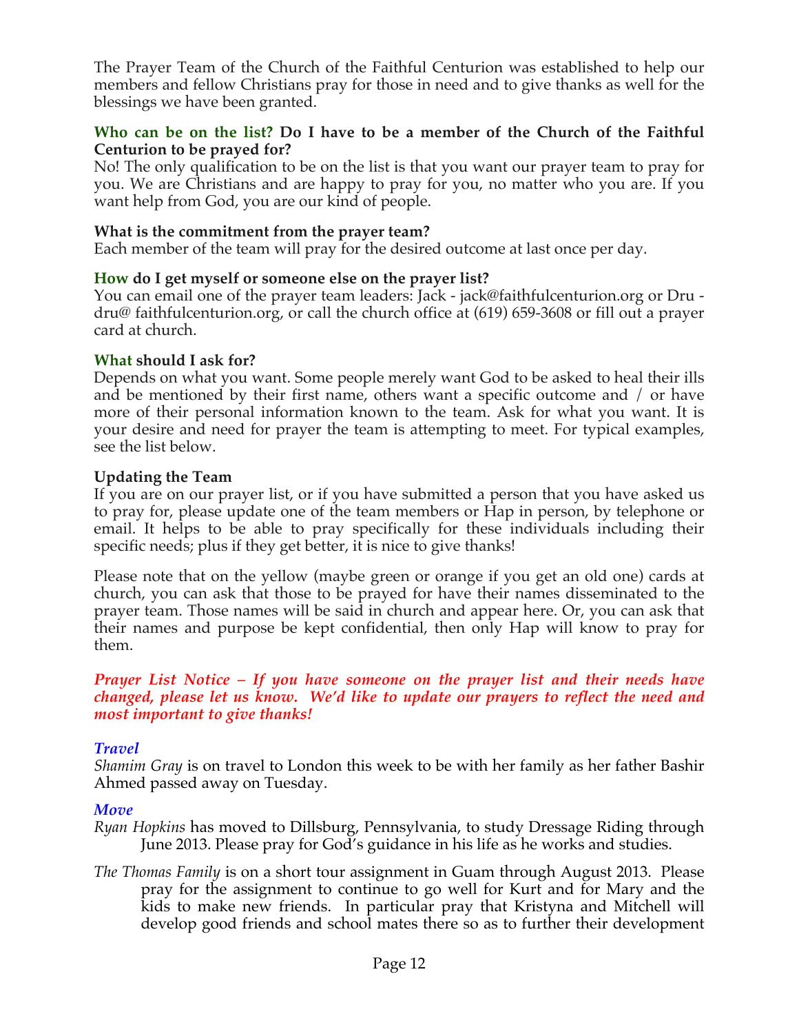The Prayer Team of the Church of the Faithful Centurion was established to help our members and fellow Christians pray for those in need and to give thanks as well for the blessings we have been granted.

**Who can be on the list? Do I have to be a member of the Church of the Faithful Centurion to be prayed for?**

No! The only qualification to be on the list is that you want our prayer team to pray for you. We are Christians and are happy to pray for you, no matter who you are. If you want help from God, you are our kind of people.

**What is the commitment from the prayer team?**

Each member of the team will pray for the desired outcome at last once per day.

**How do I get myself or someone else on the prayer list?**

You can email one of the prayer team leaders: Jack - jack@faithfulcenturion.org or Dru - dru@ faithfulcenturion.org, or call the church office at (619) 659-3608 or fill out a prayer card at church.

**What should I ask for?**

Depends on what you want. Some people merely want God to be asked to heal their ills and be mentioned by their first name, others want a specific outcome and / or have more of their personal information known to the team. Ask for what you want. It is your desire and need for prayer the team is attempting to meet. For typical examples, see the list below.

**Updating the Team**

If you are on our prayer list, or if you have submitted a person that you have asked us to pray for, please update one of the team members or Hap in person, by telephone or email. It helps to be able to pray specifically for these individuals including their specific needs; plus if they get better, it is nice to give thanks!

Please note that on the yellow (maybe green or orange if you get an old one) cards at church, you can ask that those to be prayed for have their names disseminated to the prayer team. Those names will be said in church and appear here. Or, you can ask that their names and purpose be kept confidential, then only Hap will know to pray for them.

***Prayer List Notice – If you have someone on the prayer list and their needs have changed, please let us know. We'd like to update our prayers to reflect the need and most important to give thanks!***

### *Travel*

*Shamim Gray* is on travel to London this week to be with her family as her father Bashir Ahmed passed away on Tuesday.

### *Move*

*Ryan Hopkins* has moved to Dillsburg, Pennsylvania, to study Dressage Riding through June 2013. Please pray for God's guidance in his life as he works and studies.

*The Thomas Family* is on a short tour assignment in Guam through August 2013. Please pray for the assignment to continue to go well for Kurt and for Mary and the kids to make new friends. In particular pray that Kristyna and Mitchell will develop good friends and school mates there so as to further their development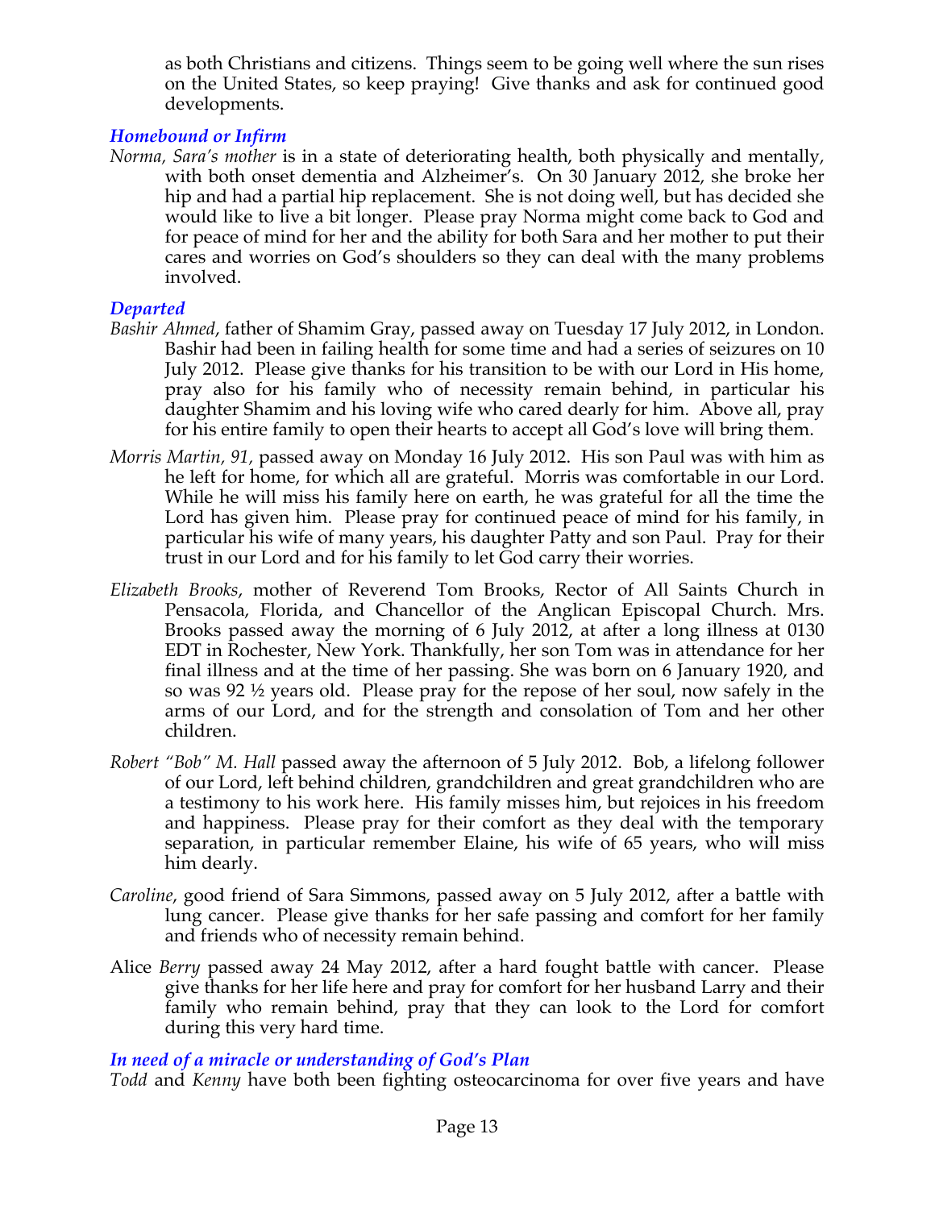as both Christians and citizens. Things seem to be going well where the sun rises on the United States, so keep praying! Give thanks and ask for continued good developments.

### *Homebound or Infirm*

*Norma, Sara's mother* is in a state of deteriorating health, both physically and mentally, with both onset dementia and Alzheimer's. On 30 January 2012, she broke her hip and had a partial hip replacement. She is not doing well, but has decided she would like to live a bit longer. Please pray Norma might come back to God and for peace of mind for her and the ability for both Sara and her mother to put their cares and worries on God's shoulders so they can deal with the many problems involved.

### *Departed*

*Bashir Ahmed*, father of Shamim Gray, passed away on Tuesday 17 July 2012, in London. Bashir had been in failing health for some time and had a series of seizures on 10 July 2012. Please give thanks for his transition to be with our Lord in His home, pray also for his family who of necessity remain behind, in particular his daughter Shamim and his loving wife who cared dearly for him. Above all, pray for his entire family to open their hearts to accept all God's love will bring them.

*Morris Martin, 91*, passed away on Monday 16 July 2012. His son Paul was with him as he left for home, for which all are grateful. Morris was comfortable in our Lord. While he will miss his family here on earth, he was grateful for all the time the Lord has given him. Please pray for continued peace of mind for his family, in particular his wife of many years, his daughter Patty and son Paul. Pray for their trust in our Lord and for his family to let God carry their worries.

*Elizabeth Brooks*, mother of Reverend Tom Brooks, Rector of All Saints Church in Pensacola, Florida, and Chancellor of the Anglican Episcopal Church. Mrs. Brooks passed away the morning of 6 July 2012, at after a long illness at 0130 EDT in Rochester, New York. Thankfully, her son Tom was in attendance for her final illness and at the time of her passing. She was born on 6 January 1920, and so was 92 ½ years old. Please pray for the repose of her soul, now safely in the arms of our Lord, and for the strength and consolation of Tom and her other children.

*Robert "Bob" M. Hall* passed away the afternoon of 5 July 2012. Bob, a lifelong follower of our Lord, left behind children, grandchildren and great grandchildren who are a testimony to his work here. His family misses him, but rejoices in his freedom and happiness. Please pray for their comfort as they deal with the temporary separation, in particular remember Elaine, his wife of 65 years, who will miss him dearly.

*Caroline*, good friend of Sara Simmons, passed away on 5 July 2012, after a battle with lung cancer. Please give thanks for her safe passing and comfort for her family and friends who of necessity remain behind.

Alice *Berry* passed away 24 May 2012, after a hard fought battle with cancer. Please give thanks for her life here and pray for comfort for her husband Larry and their family who remain behind, pray that they can look to the Lord for comfort during this very hard time.

### *In need of a miracle or understanding of God's Plan*

*Todd* and *Kenny* have both been fighting osteocarcinoma for over five years and have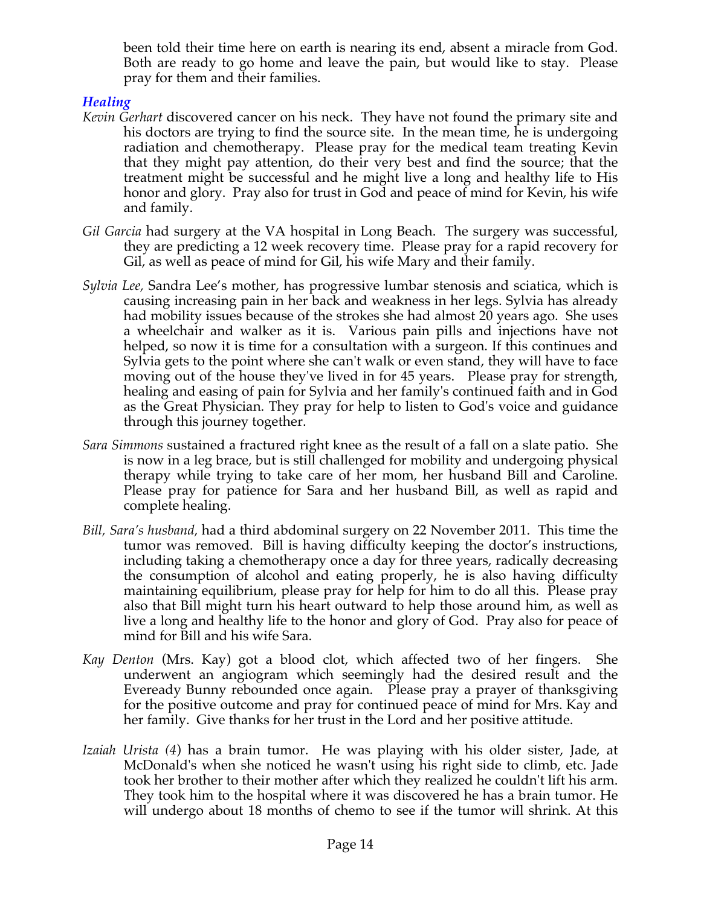been told their time here on earth is nearing its end, absent a miracle from God. Both are ready to go home and leave the pain, but would like to stay. Please pray for them and their families.

### *Healing*

*Kevin Gerhart* discovered cancer on his neck. They have not found the primary site and his doctors are trying to find the source site. In the mean time, he is undergoing radiation and chemotherapy. Please pray for the medical team treating Kevin that they might pay attention, do their very best and find the source; that the treatment might be successful and he might live a long and healthy life to His honor and glory. Pray also for trust in God and peace of mind for Kevin, his wife and family.

*Gil Garcia* had surgery at the VA hospital in Long Beach. The surgery was successful, they are predicting a 12 week recovery time. Please pray for a rapid recovery for Gil, as well as peace of mind for Gil, his wife Mary and their family.

*Sylvia Lee,* Sandra Lee's mother, has progressive lumbar stenosis and sciatica, which is causing increasing pain in her back and weakness in her legs. Sylvia has already had mobility issues because of the strokes she had almost 20 years ago. She uses a wheelchair and walker as it is. Various pain pills and injections have not helped, so now it is time for a consultation with a surgeon. If this continues and Sylvia gets to the point where she can't walk or even stand, they will have to face moving out of the house they've lived in for 45 years. Please pray for strength, healing and easing of pain for Sylvia and her family's continued faith and in God as the Great Physician. They pray for help to listen to God's voice and guidance through this journey together.

*Sara Simmons* sustained a fractured right knee as the result of a fall on a slate patio. She is now in a leg brace, but is still challenged for mobility and undergoing physical therapy while trying to take care of her mom, her husband Bill and Caroline. Please pray for patience for Sara and her husband Bill, as well as rapid and complete healing.

*Bill, Sara's husband,* had a third abdominal surgery on 22 November 2011. This time the tumor was removed. Bill is having difficulty keeping the doctor's instructions, including taking a chemotherapy once a day for three years, radically decreasing the consumption of alcohol and eating properly, he is also having difficulty maintaining equilibrium, please pray for help for him to do all this. Please pray also that Bill might turn his heart outward to help those around him, as well as live a long and healthy life to the honor and glory of God. Pray also for peace of mind for Bill and his wife Sara.

*Kay Denton* (Mrs. Kay) got a blood clot, which affected two of her fingers. She underwent an angiogram which seemingly had the desired result and the Eveready Bunny rebounded once again. Please pray a prayer of thanksgiving for the positive outcome and pray for continued peace of mind for Mrs. Kay and her family. Give thanks for her trust in the Lord and her positive attitude.

*Izaiah Urista (4*) has a brain tumor. He was playing with his older sister, Jade, at McDonald's when she noticed he wasn't using his right side to climb, etc. Jade took her brother to their mother after which they realized he couldn't lift his arm. They took him to the hospital where it was discovered he has a brain tumor. He will undergo about 18 months of chemo to see if the tumor will shrink. At this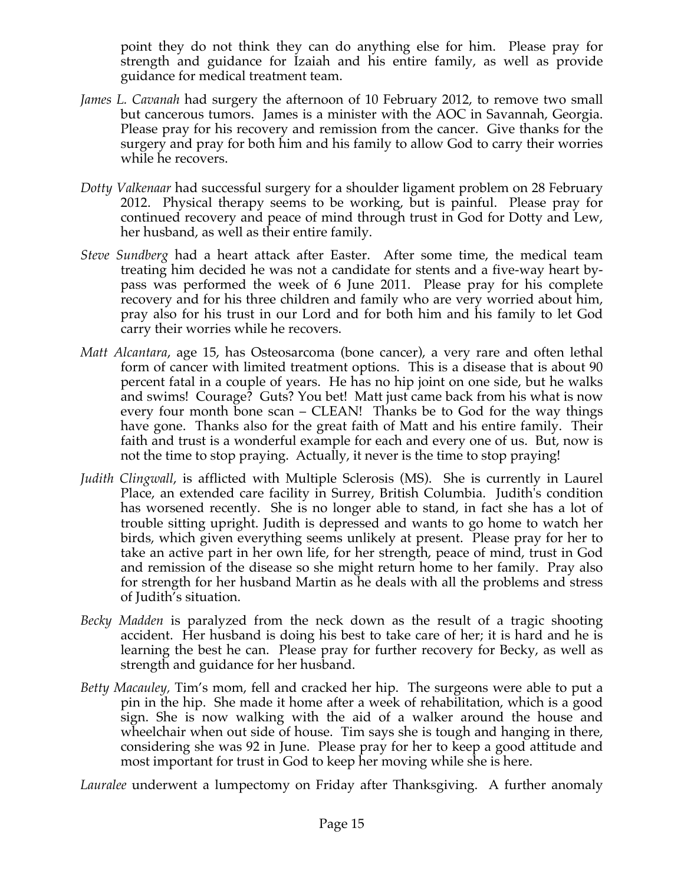point they do not think they can do anything else for him. Please pray for strength and guidance for Izaiah and his entire family, as well as provide guidance for medical treatment team.

*James L. Cavanah* had surgery the afternoon of 10 February 2012, to remove two small but cancerous tumors. James is a minister with the AOC in Savannah, Georgia. Please pray for his recovery and remission from the cancer. Give thanks for the surgery and pray for both him and his family to allow God to carry their worries while he recovers.

*Dotty Valkenaar* had successful surgery for a shoulder ligament problem on 28 February 2012. Physical therapy seems to be working, but is painful. Please pray for continued recovery and peace of mind through trust in God for Dotty and Lew, her husband, as well as their entire family.

*Steve Sundberg* had a heart attack after Easter. After some time, the medical team treating him decided he was not a candidate for stents and a five-way heart by-pass was performed the week of 6 June 2011. Please pray for his complete recovery and for his three children and family who are very worried about him, pray also for his trust in our Lord and for both him and his family to let God carry their worries while he recovers.

*Matt Alcantara*, age 15, has Osteosarcoma (bone cancer), a very rare and often lethal form of cancer with limited treatment options. This is a disease that is about 90 percent fatal in a couple of years. He has no hip joint on one side, but he walks and swims! Courage? Guts? You bet! Matt just came back from his what is now every four month bone scan – CLEAN! Thanks be to God for the way things have gone. Thanks also for the great faith of Matt and his entire family. Their faith and trust is a wonderful example for each and every one of us. But, now is not the time to stop praying. Actually, it never is the time to stop praying!

*Judith Clingwall*, is afflicted with Multiple Sclerosis (MS). She is currently in Laurel Place, an extended care facility in Surrey, British Columbia. Judith's condition has worsened recently. She is no longer able to stand, in fact she has a lot of trouble sitting upright. Judith is depressed and wants to go home to watch her birds, which given everything seems unlikely at present. Please pray for her to take an active part in her own life, for her strength, peace of mind, trust in God and remission of the disease so she might return home to her family. Pray also for strength for her husband Martin as he deals with all the problems and stress of Judith's situation.

*Becky Madden* is paralyzed from the neck down as the result of a tragic shooting accident. Her husband is doing his best to take care of her; it is hard and he is learning the best he can. Please pray for further recovery for Becky, as well as strength and guidance for her husband.

*Betty Macauley,* Tim's mom, fell and cracked her hip. The surgeons were able to put a pin in the hip. She made it home after a week of rehabilitation, which is a good sign. She is now walking with the aid of a walker around the house and wheelchair when out side of house. Tim says she is tough and hanging in there, considering she was 92 in June. Please pray for her to keep a good attitude and most important for trust in God to keep her moving while she is here.

*Lauralee* underwent a lumpectomy on Friday after Thanksgiving. A further anomaly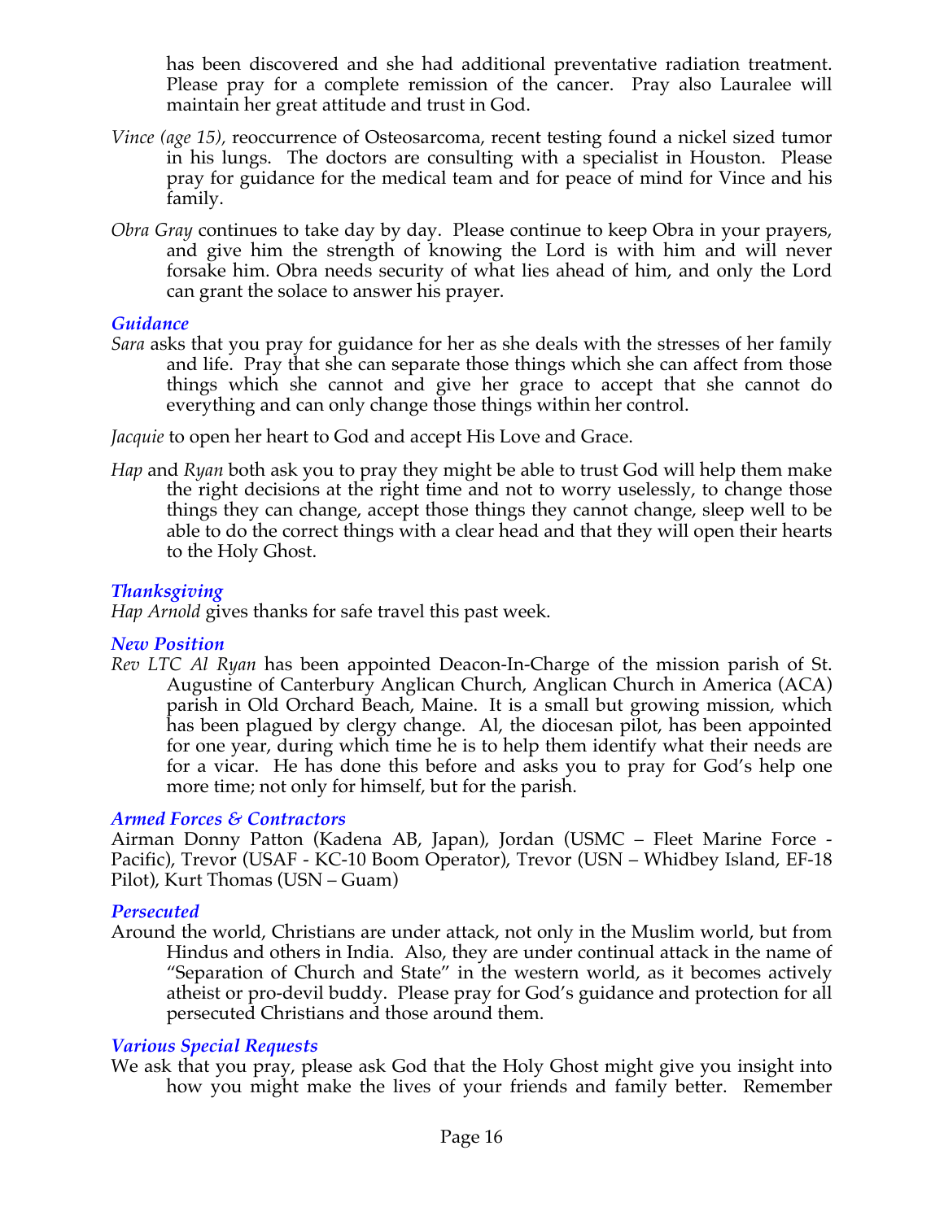has been discovered and she had additional preventative radiation treatment. Please pray for a complete remission of the cancer. Pray also Lauralee will maintain her great attitude and trust in God.

*Vince (age 15),* reoccurrence of Osteosarcoma, recent testing found a nickel sized tumor in his lungs. The doctors are consulting with a specialist in Houston. Please pray for guidance for the medical team and for peace of mind for Vince and his family.

*Obra Gray* continues to take day by day. Please continue to keep Obra in your prayers, and give him the strength of knowing the Lord is with him and will never forsake him. Obra needs security of what lies ahead of him, and only the Lord can grant the solace to answer his prayer.

### *Guidance*

*Sara* asks that you pray for guidance for her as she deals with the stresses of her family and life. Pray that she can separate those things which she can affect from those things which she cannot and give her grace to accept that she cannot do everything and can only change those things within her control.

*Jacquie* to open her heart to God and accept His Love and Grace.

*Hap* and *Ryan* both ask you to pray they might be able to trust God will help them make the right decisions at the right time and not to worry uselessly, to change those things they can change, accept those things they cannot change, sleep well to be able to do the correct things with a clear head and that they will open their hearts to the Holy Ghost.

### *Thanksgiving*

*Hap Arnold* gives thanks for safe travel this past week.

### *New Position*

*Rev LTC Al Ryan* has been appointed Deacon-In-Charge of the mission parish of St. Augustine of Canterbury Anglican Church, Anglican Church in America (ACA) parish in Old Orchard Beach, Maine. It is a small but growing mission, which has been plagued by clergy change. Al, the diocesan pilot, has been appointed for one year, during which time he is to help them identify what their needs are for a vicar. He has done this before and asks you to pray for God's help one more time; not only for himself, but for the parish.

### *Armed Forces & Contractors*

Airman Donny Patton (Kadena AB, Japan), Jordan (USMC – Fleet Marine Force - Pacific), Trevor (USAF - KC-10 Boom Operator), Trevor (USN – Whidbey Island, EF-18 Pilot), Kurt Thomas (USN – Guam)

### *Persecuted*

Around the world, Christians are under attack, not only in the Muslim world, but from Hindus and others in India. Also, they are under continual attack in the name of "Separation of Church and State" in the western world, as it becomes actively atheist or pro-devil buddy. Please pray for God's guidance and protection for all persecuted Christians and those around them.

### *Various Special Requests*

We ask that you pray, please ask God that the Holy Ghost might give you insight into how you might make the lives of your friends and family better. Remember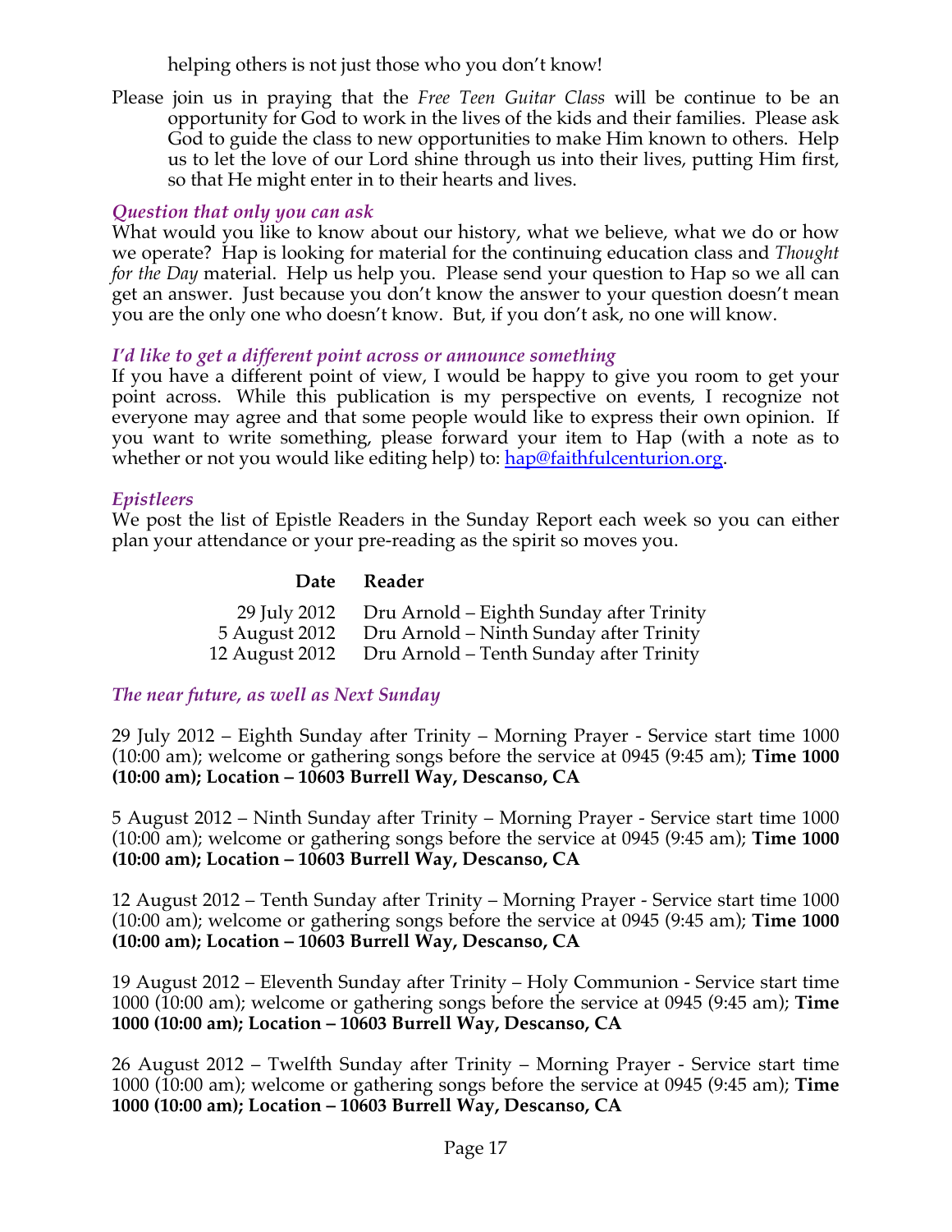helping others is not just those who you don't know!

Please join us in praying that the *Free Teen Guitar Class* will be continue to be an opportunity for God to work in the lives of the kids and their families. Please ask God to guide the class to new opportunities to make Him known to others. Help us to let the love of our Lord shine through us into their lives, putting Him first, so that He might enter in to their hearts and lives.

### *Question that only you can ask*

What would you like to know about our history, what we believe, what we do or how we operate? Hap is looking for material for the continuing education class and *Thought for the Day* material. Help us help you. Please send your question to Hap so we all can get an answer. Just because you don't know the answer to your question doesn't mean you are the only one who doesn't know. But, if you don't ask, no one will know.

### *I'd like to get a different point across or announce something*

If you have a different point of view, I would be happy to give you room to get your point across. While this publication is my perspective on events, I recognize not everyone may agree and that some people would like to express their own opinion. If you want to write something, please forward your item to Hap (with a note as to whether or not you would like editing help) to: hap@faithfulcenturion.org.

### *Epistleers*

We post the list of Epistle Readers in the Sunday Report each week so you can either plan your attendance or your pre-reading as the spirit so moves you.

| Date | Reader |
|---|---|
| 29 July 2012 | Dru Arnold – Eighth Sunday after Trinity |
| 5 August 2012 | Dru Arnold – Ninth Sunday after Trinity |
| 12 August 2012 | Dru Arnold – Tenth Sunday after Trinity |

### *The near future, as well as Next Sunday*

29 July 2012 – Eighth Sunday after Trinity – Morning Prayer - Service start time 1000 (10:00 am); welcome or gathering songs before the service at 0945 (9:45 am); **Time 1000 (10:00 am); Location – 10603 Burrell Way, Descanso, CA**

5 August 2012 – Ninth Sunday after Trinity – Morning Prayer - Service start time 1000 (10:00 am); welcome or gathering songs before the service at 0945 (9:45 am); **Time 1000 (10:00 am); Location – 10603 Burrell Way, Descanso, CA**

12 August 2012 – Tenth Sunday after Trinity – Morning Prayer - Service start time 1000 (10:00 am); welcome or gathering songs before the service at 0945 (9:45 am); **Time 1000 (10:00 am); Location – 10603 Burrell Way, Descanso, CA**

19 August 2012 – Eleventh Sunday after Trinity – Holy Communion - Service start time 1000 (10:00 am); welcome or gathering songs before the service at 0945 (9:45 am); **Time 1000 (10:00 am); Location – 10603 Burrell Way, Descanso, CA**

26 August 2012 – Twelfth Sunday after Trinity – Morning Prayer - Service start time 1000 (10:00 am); welcome or gathering songs before the service at 0945 (9:45 am); **Time 1000 (10:00 am); Location – 10603 Burrell Way, Descanso, CA**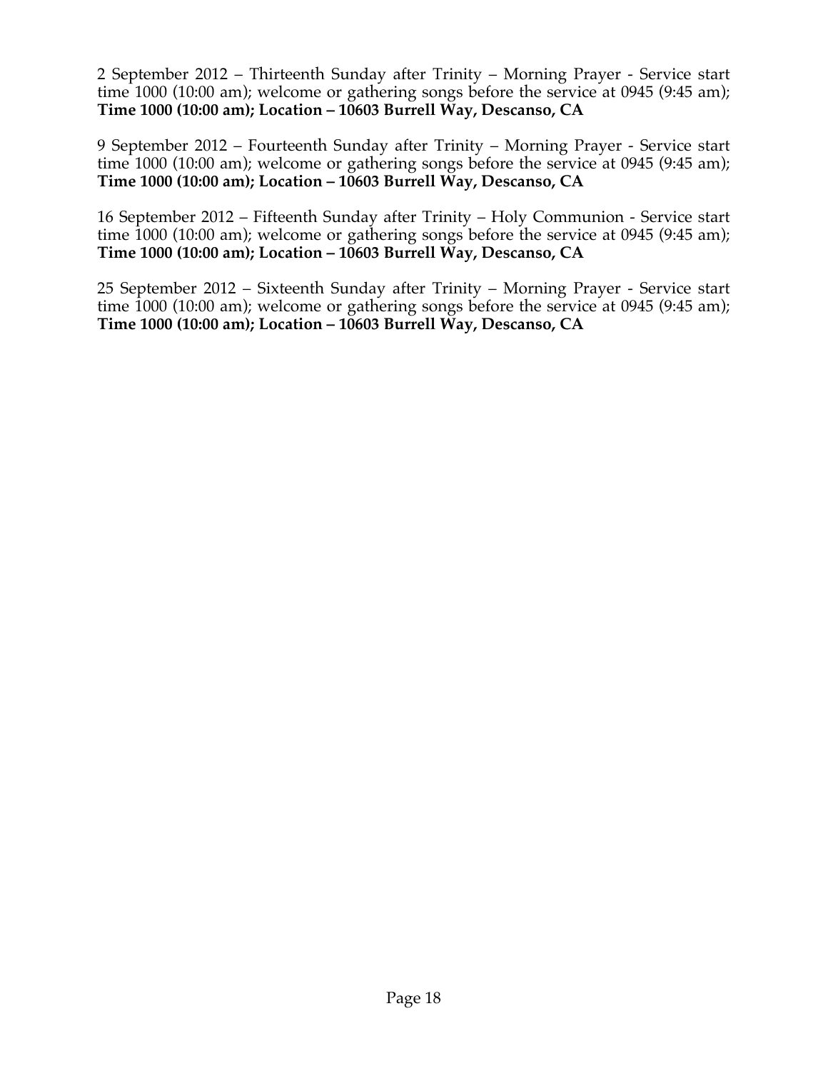2 September 2012 – Thirteenth Sunday after Trinity – Morning Prayer - Service start time 1000 (10:00 am); welcome or gathering songs before the service at 0945 (9:45 am); **Time 1000 (10:00 am); Location – 10603 Burrell Way, Descanso, CA**

9 September 2012 – Fourteenth Sunday after Trinity – Morning Prayer - Service start time 1000 (10:00 am); welcome or gathering songs before the service at 0945 (9:45 am); **Time 1000 (10:00 am); Location – 10603 Burrell Way, Descanso, CA**

16 September 2012 – Fifteenth Sunday after Trinity – Holy Communion - Service start time 1000 (10:00 am); welcome or gathering songs before the service at 0945 (9:45 am); **Time 1000 (10:00 am); Location – 10603 Burrell Way, Descanso, CA**

25 September 2012 – Sixteenth Sunday after Trinity – Morning Prayer - Service start time 1000 (10:00 am); welcome or gathering songs before the service at 0945 (9:45 am); **Time 1000 (10:00 am); Location – 10603 Burrell Way, Descanso, CA**